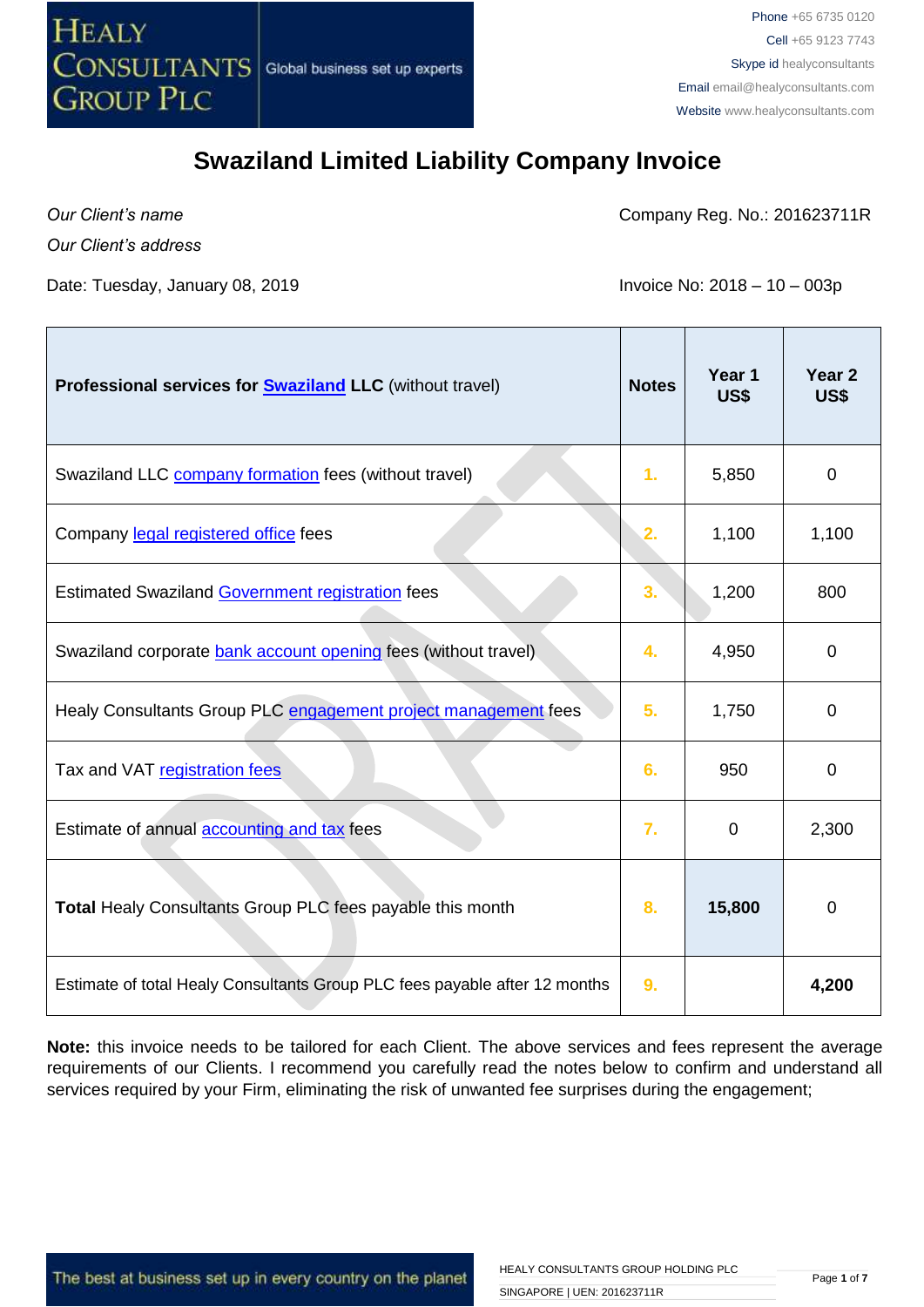# Swaziland Limited Liability Company Invoice

*Our Client's name*

*Our Client's address*

Company Reg. No.: 201623711R

Date: Tuesday, January 08, 2019

Invoice No: 2018 – 10 – 003p

| **Professional services for Swaziland LLC** (without travel) | **Notes** | **Year 1 US$** | **Year 2 US$** |
|---|---|---|---|
| Swaziland LLC company formation fees (without travel) | 1. | 5,850 | 0 |
| Company legal registered office fees | 2. | 1,100 | 1,100 |
| Estimated Swaziland Government registration fees | 3. | 1,200 | 800 |
| Swaziland corporate bank account opening fees (without travel) | 4. | 4,950 | 0 |
| Healy Consultants Group PLC engagement project management fees | 5. | 1,750 | 0 |
| Tax and VAT registration fees | 6. | 950 | 0 |
| Estimate of annual accounting and tax fees | 7. | 0 | 2,300 |
| **Total** Healy Consultants Group PLC fees payable this month | 8. | **15,800** | 0 |
| Estimate of total Healy Consultants Group PLC fees payable after 12 months | 9. | | **4,200** |

**Note:** this invoice needs to be tailored for each Client. The above services and fees represent the average requirements of our Clients. I recommend you carefully read the notes below to confirm and understand all services required by your Firm, eliminating the risk of unwanted fee surprises during the engagement;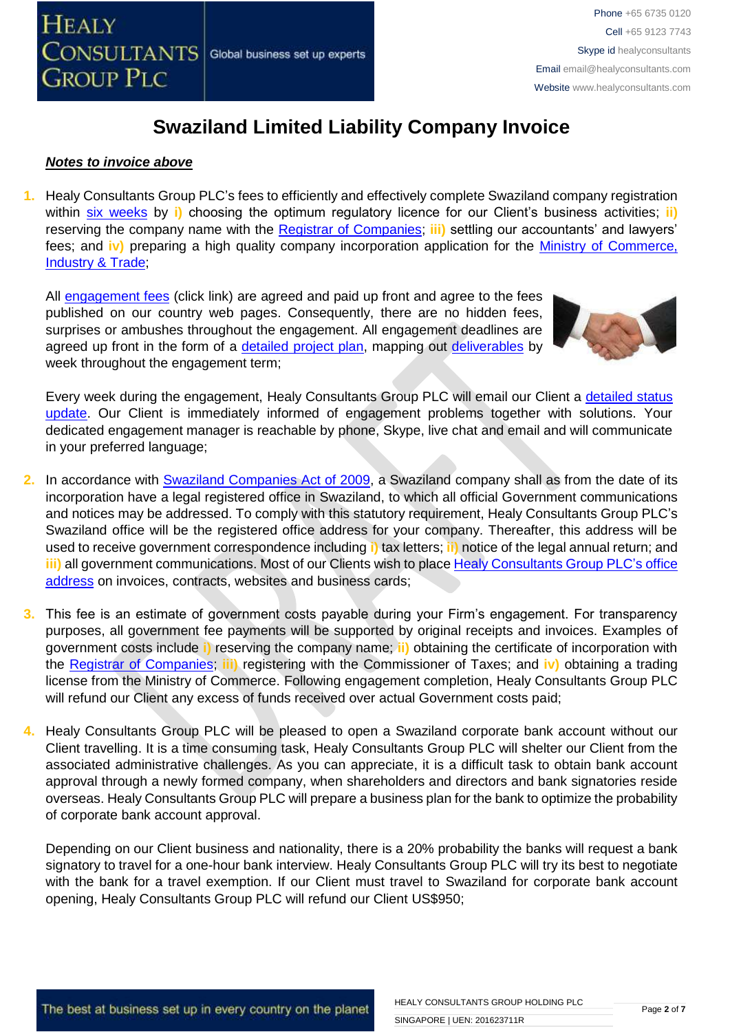# Swaziland Limited Liability Company Invoice

***Notes to invoice above***

1. Healy Consultants Group PLC's fees to efficiently and effectively complete Swaziland company registration within six weeks by **i)** choosing the optimum regulatory licence for our Client's business activities; **ii)** reserving the company name with the Registrar of Companies; **iii)** settling our accountants' and lawyers' fees; and **iv)** preparing a high quality company incorporation application for the Ministry of Commerce, Industry & Trade;

   All engagement fees (click link) are agreed and paid up front and agree to the fees published on our country web pages. Consequently, there are no hidden fees, surprises or ambushes throughout the engagement. All engagement deadlines are agreed up front in the form of a detailed project plan, mapping out deliverables by week throughout the engagement term;

   Every week during the engagement, Healy Consultants Group PLC will email our Client a detailed status update. Our Client is immediately informed of engagement problems together with solutions. Your dedicated engagement manager is reachable by phone, Skype, live chat and email and will communicate in your preferred language;

2. In accordance with Swaziland Companies Act of 2009, a Swaziland company shall as from the date of its incorporation have a legal registered office in Swaziland, to which all official Government communications and notices may be addressed. To comply with this statutory requirement, Healy Consultants Group PLC's Swaziland office will be the registered office address for your company. Thereafter, this address will be used to receive government correspondence including **i)** tax letters; **ii)** notice of the legal annual return; and **iii)** all government communications. Most of our Clients wish to place Healy Consultants Group PLC's office address on invoices, contracts, websites and business cards;

3. This fee is an estimate of government costs payable during your Firm's engagement. For transparency purposes, all government fee payments will be supported by original receipts and invoices. Examples of government costs include **i)** reserving the company name; **ii)** obtaining the certificate of incorporation with the Registrar of Companies; **iii)** registering with the Commissioner of Taxes; and **iv)** obtaining a trading license from the Ministry of Commerce. Following engagement completion, Healy Consultants Group PLC will refund our Client any excess of funds received over actual Government costs paid;

4. Healy Consultants Group PLC will be pleased to open a Swaziland corporate bank account without our Client travelling. It is a time consuming task, Healy Consultants Group PLC will shelter our Client from the associated administrative challenges. As you can appreciate, it is a difficult task to obtain bank account approval through a newly formed company, when shareholders and directors and bank signatories reside overseas. Healy Consultants Group PLC will prepare a business plan for the bank to optimize the probability of corporate bank account approval.

   Depending on our Client business and nationality, there is a 20% probability the banks will request a bank signatory to travel for a one-hour bank interview. Healy Consultants Group PLC will try its best to negotiate with the bank for a travel exemption. If our Client must travel to Swaziland for corporate bank account opening, Healy Consultants Group PLC will refund our Client US$950;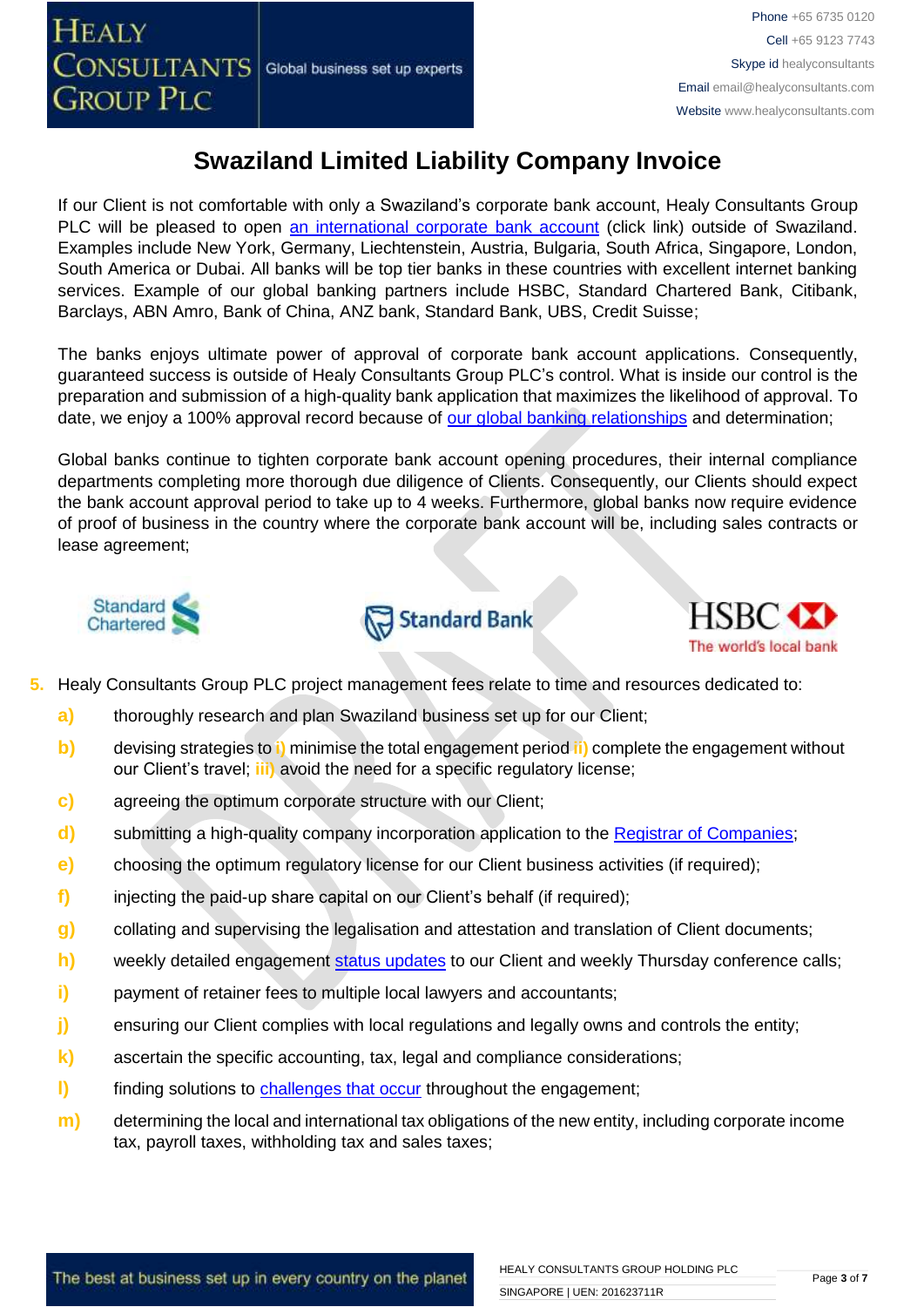# Swaziland Limited Liability Company Invoice

If our Client is not comfortable with only a Swaziland's corporate bank account, Healy Consultants Group PLC will be pleased to open an international corporate bank account (click link) outside of Swaziland. Examples include New York, Germany, Liechtenstein, Austria, Bulgaria, South Africa, Singapore, London, South America or Dubai. All banks will be top tier banks in these countries with excellent internet banking services. Example of our global banking partners include HSBC, Standard Chartered Bank, Citibank, Barclays, ABN Amro, Bank of China, ANZ bank, Standard Bank, UBS, Credit Suisse;

The banks enjoys ultimate power of approval of corporate bank account applications. Consequently, guaranteed success is outside of Healy Consultants Group PLC's control. What is inside our control is the preparation and submission of a high-quality bank application that maximizes the likelihood of approval. To date, we enjoy a 100% approval record because of our global banking relationships and determination;

Global banks continue to tighten corporate bank account opening procedures, their internal compliance departments completing more thorough due diligence of Clients. Consequently, our Clients should expect the bank account approval period to take up to 4 weeks. Furthermore, global banks now require evidence of proof of business in the country where the corporate bank account will be, including sales contracts or lease agreement;

5. Healy Consultants Group PLC project management fees relate to time and resources dedicated to:
   - a) thoroughly research and plan Swaziland business set up for our Client;
   - b) devising strategies to i) minimise the total engagement period ii) complete the engagement without our Client's travel; iii) avoid the need for a specific regulatory license;
   - c) agreeing the optimum corporate structure with our Client;
   - d) submitting a high-quality company incorporation application to the Registrar of Companies;
   - e) choosing the optimum regulatory license for our Client business activities (if required);
   - f) injecting the paid-up share capital on our Client's behalf (if required);
   - g) collating and supervising the legalisation and attestation and translation of Client documents;
   - h) weekly detailed engagement status updates to our Client and weekly Thursday conference calls;
   - i) payment of retainer fees to multiple local lawyers and accountants;
   - j) ensuring our Client complies with local regulations and legally owns and controls the entity;
   - k) ascertain the specific accounting, tax, legal and compliance considerations;
   - l) finding solutions to challenges that occur throughout the engagement;
   - m) determining the local and international tax obligations of the new entity, including corporate income tax, payroll taxes, withholding tax and sales taxes;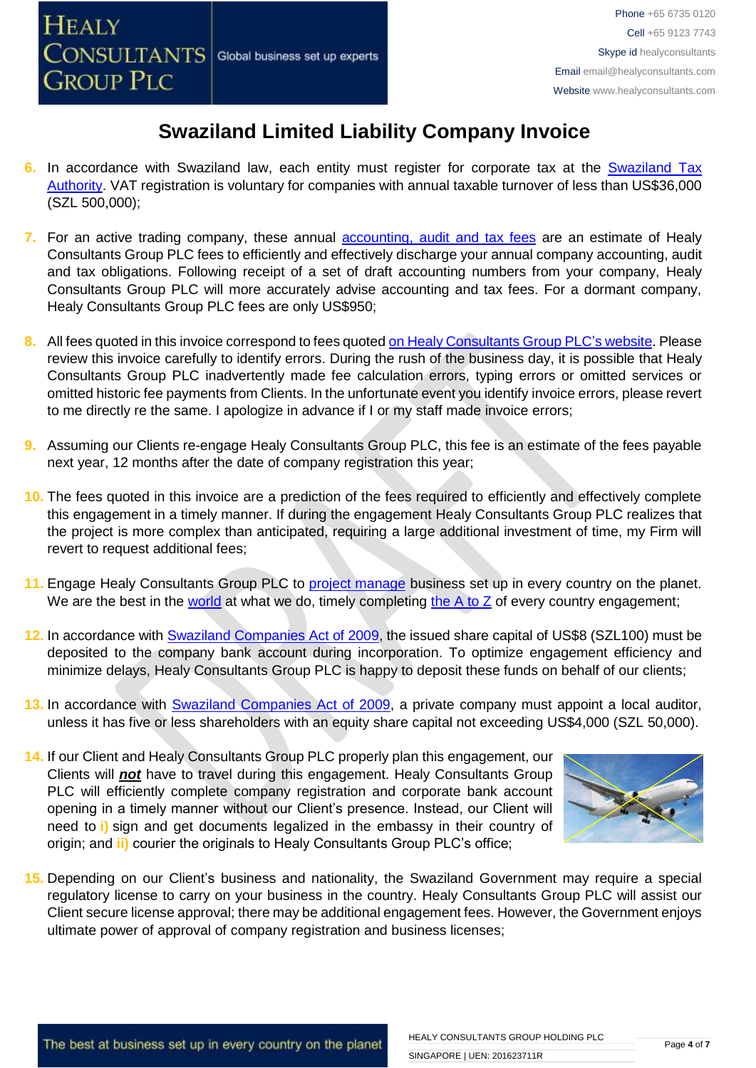# Swaziland Limited Liability Company Invoice

6. In accordance with Swaziland law, each entity must register for corporate tax at the Swaziland Tax Authority. VAT registration is voluntary for companies with annual taxable turnover of less than US$36,000 (SZL 500,000);

7. For an active trading company, these annual accounting, audit and tax fees are an estimate of Healy Consultants Group PLC fees to efficiently and effectively discharge your annual company accounting, audit and tax obligations. Following receipt of a set of draft accounting numbers from your company, Healy Consultants Group PLC will more accurately advise accounting and tax fees. For a dormant company, Healy Consultants Group PLC fees are only US$950;

8. All fees quoted in this invoice correspond to fees quoted on Healy Consultants Group PLC's website. Please review this invoice carefully to identify errors. During the rush of the business day, it is possible that Healy Consultants Group PLC inadvertently made fee calculation errors, typing errors or omitted services or omitted historic fee payments from Clients. In the unfortunate event you identify invoice errors, please revert to me directly re the same. I apologize in advance if I or my staff made invoice errors;

9. Assuming our Clients re-engage Healy Consultants Group PLC, this fee is an estimate of the fees payable next year, 12 months after the date of company registration this year;

10. The fees quoted in this invoice are a prediction of the fees required to efficiently and effectively complete this engagement in a timely manner. If during the engagement Healy Consultants Group PLC realizes that the project is more complex than anticipated, requiring a large additional investment of time, my Firm will revert to request additional fees;

11. Engage Healy Consultants Group PLC to project manage business set up in every country on the planet. We are the best in the world at what we do, timely completing the A to Z of every country engagement;

12. In accordance with Swaziland Companies Act of 2009, the issued share capital of US$8 (SZL100) must be deposited to the company bank account during incorporation. To optimize engagement efficiency and minimize delays, Healy Consultants Group PLC is happy to deposit these funds on behalf of our clients;

13. In accordance with Swaziland Companies Act of 2009, a private company must appoint a local auditor, unless it has five or less shareholders with an equity share capital not exceeding US$4,000 (SZL 50,000).

14. If our Client and Healy Consultants Group PLC properly plan this engagement, our Clients will ***not*** have to travel during this engagement. Healy Consultants Group PLC will efficiently complete company registration and corporate bank account opening in a timely manner without our Client's presence. Instead, our Client will need to **i)** sign and get documents legalized in the embassy in their country of origin; and **ii)** courier the originals to Healy Consultants Group PLC's office;

15. Depending on our Client's business and nationality, the Swaziland Government may require a special regulatory license to carry on your business in the country. Healy Consultants Group PLC will assist our Client secure license approval; there may be additional engagement fees. However, the Government enjoys ultimate power of approval of company registration and business licenses;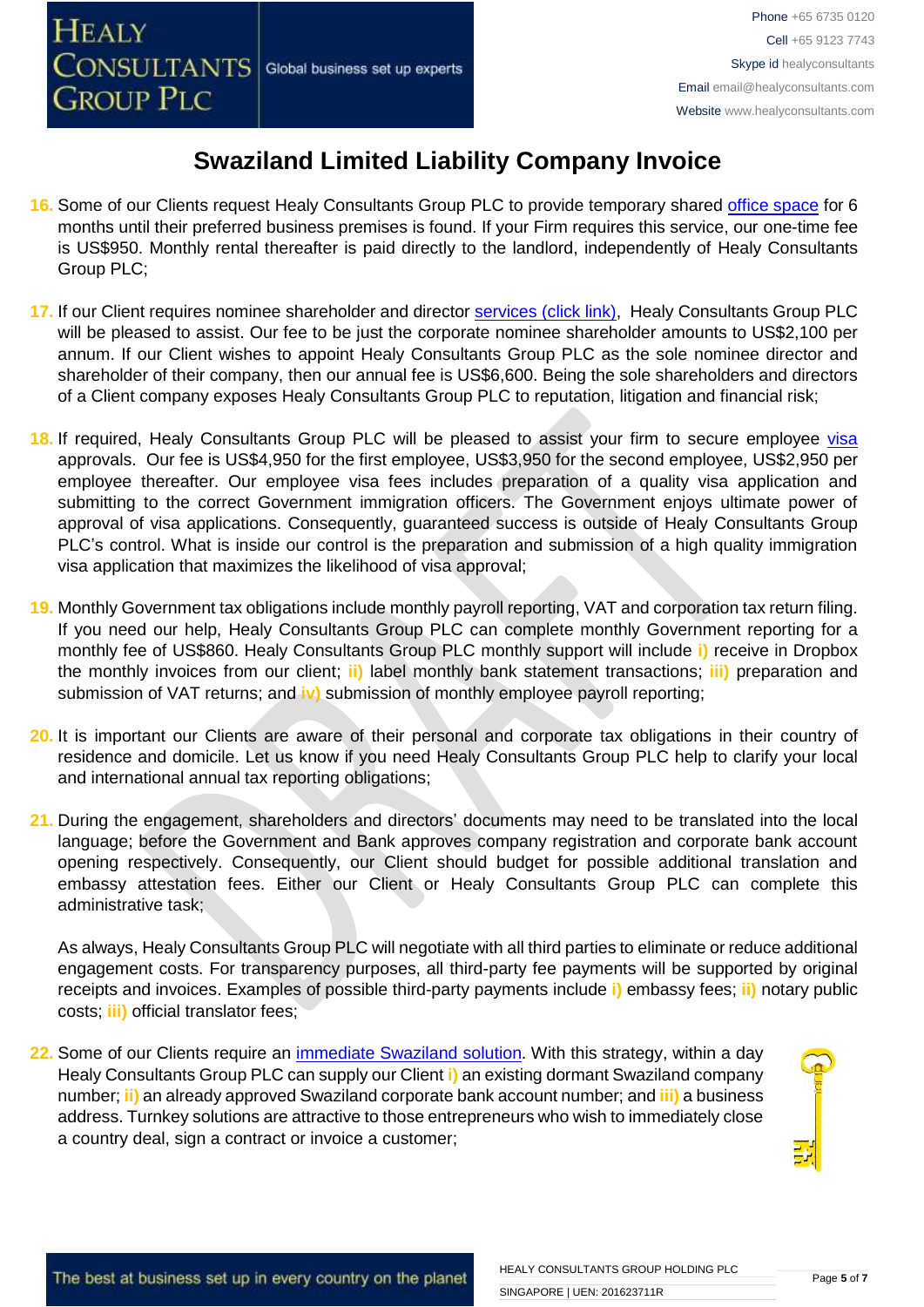# Swaziland Limited Liability Company Invoice

16. Some of our Clients request Healy Consultants Group PLC to provide temporary shared office space for 6 months until their preferred business premises is found. If your Firm requires this service, our one-time fee is US$950. Monthly rental thereafter is paid directly to the landlord, independently of Healy Consultants Group PLC;

17. If our Client requires nominee shareholder and director services (click link), Healy Consultants Group PLC will be pleased to assist. Our fee to be just the corporate nominee shareholder amounts to US$2,100 per annum. If our Client wishes to appoint Healy Consultants Group PLC as the sole nominee director and shareholder of their company, then our annual fee is US$6,600. Being the sole shareholders and directors of a Client company exposes Healy Consultants Group PLC to reputation, litigation and financial risk;

18. If required, Healy Consultants Group PLC will be pleased to assist your firm to secure employee visa approvals. Our fee is US$4,950 for the first employee, US$3,950 for the second employee, US$2,950 per employee thereafter. Our employee visa fees includes preparation of a quality visa application and submitting to the correct Government immigration officers. The Government enjoys ultimate power of approval of visa applications. Consequently, guaranteed success is outside of Healy Consultants Group PLC's control. What is inside our control is the preparation and submission of a high quality immigration visa application that maximizes the likelihood of visa approval;

19. Monthly Government tax obligations include monthly payroll reporting, VAT and corporation tax return filing. If you need our help, Healy Consultants Group PLC can complete monthly Government reporting for a monthly fee of US$860. Healy Consultants Group PLC monthly support will include i) receive in Dropbox the monthly invoices from our client; ii) label monthly bank statement transactions; iii) preparation and submission of VAT returns; and iv) submission of monthly employee payroll reporting;

20. It is important our Clients are aware of their personal and corporate tax obligations in their country of residence and domicile. Let us know if you need Healy Consultants Group PLC help to clarify your local and international annual tax reporting obligations;

21. During the engagement, shareholders and directors' documents may need to be translated into the local language; before the Government and Bank approves company registration and corporate bank account opening respectively. Consequently, our Client should budget for possible additional translation and embassy attestation fees. Either our Client or Healy Consultants Group PLC can complete this administrative task;

    As always, Healy Consultants Group PLC will negotiate with all third parties to eliminate or reduce additional engagement costs. For transparency purposes, all third-party fee payments will be supported by original receipts and invoices. Examples of possible third-party payments include i) embassy fees; ii) notary public costs; iii) official translator fees;

22. Some of our Clients require an immediate Swaziland solution. With this strategy, within a day Healy Consultants Group PLC can supply our Client i) an existing dormant Swaziland company number; ii) an already approved Swaziland corporate bank account number; and iii) a business address. Turnkey solutions are attractive to those entrepreneurs who wish to immediately close a country deal, sign a contract or invoice a customer;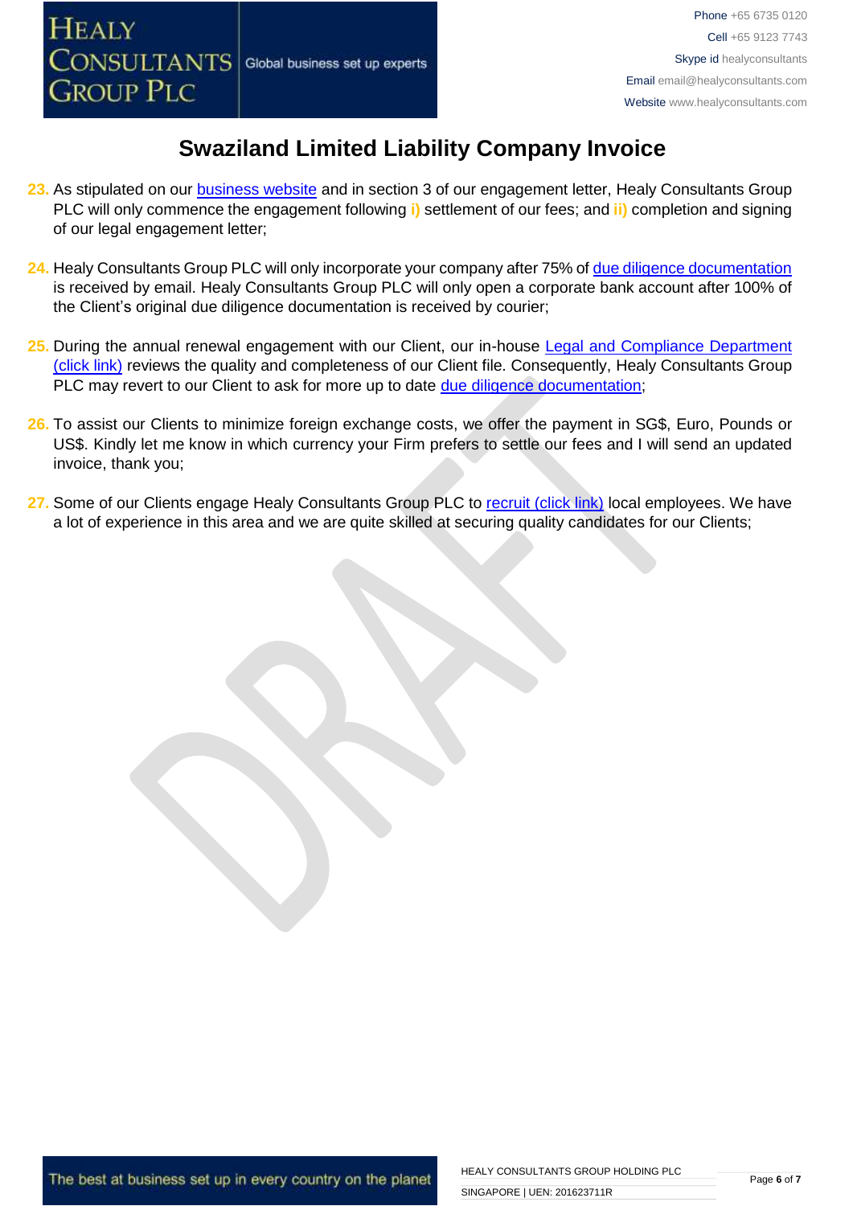# Swaziland Limited Liability Company Invoice

23. As stipulated on our business website and in section 3 of our engagement letter, Healy Consultants Group PLC will only commence the engagement following **i)** settlement of our fees; and **ii)** completion and signing of our legal engagement letter;

24. Healy Consultants Group PLC will only incorporate your company after 75% of due diligence documentation is received by email. Healy Consultants Group PLC will only open a corporate bank account after 100% of the Client's original due diligence documentation is received by courier;

25. During the annual renewal engagement with our Client, our in-house Legal and Compliance Department (click link) reviews the quality and completeness of our Client file. Consequently, Healy Consultants Group PLC may revert to our Client to ask for more up to date due diligence documentation;

26. To assist our Clients to minimize foreign exchange costs, we offer the payment in SG$, Euro, Pounds or US$. Kindly let me know in which currency your Firm prefers to settle our fees and I will send an updated invoice, thank you;

27. Some of our Clients engage Healy Consultants Group PLC to recruit (click link) local employees. We have a lot of experience in this area and we are quite skilled at securing quality candidates for our Clients;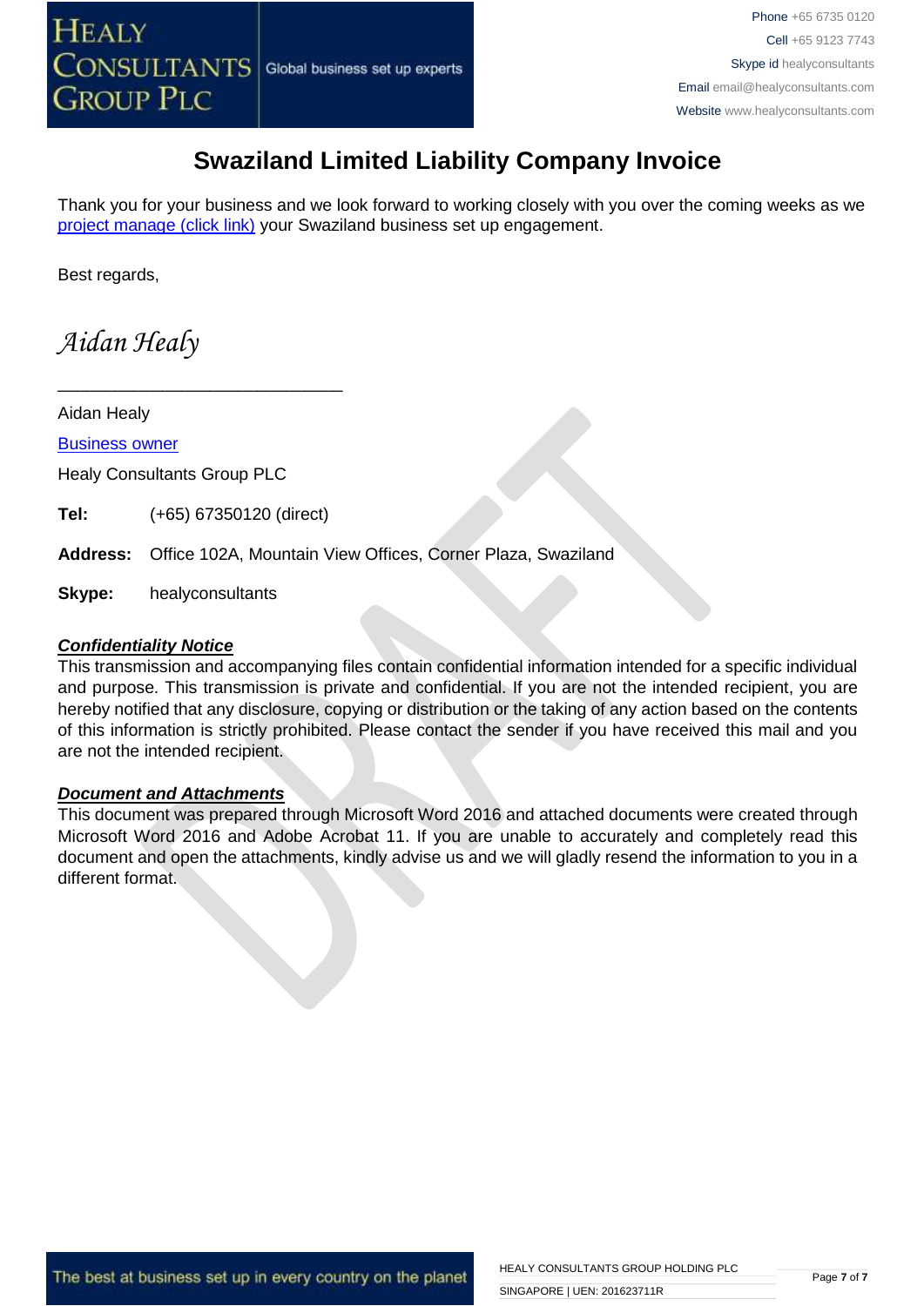# Swaziland Limited Liability Company Invoice

Thank you for your business and we look forward to working closely with you over the coming weeks as we project manage (click link) your Swaziland business set up engagement.

Best regards,

Aidan Healy

______________________________

Aidan Healy

Business owner

Healy Consultants Group PLC

**Tel:** (+65) 67350120 (direct)

**Address:** Office 102A, Mountain View Offices, Corner Plaza, Swaziland

**Skype:** healyconsultants

***Confidentiality Notice***

This transmission and accompanying files contain confidential information intended for a specific individual and purpose. This transmission is private and confidential. If you are not the intended recipient, you are hereby notified that any disclosure, copying or distribution or the taking of any action based on the contents of this information is strictly prohibited. Please contact the sender if you have received this mail and you are not the intended recipient.

***Document and Attachments***

This document was prepared through Microsoft Word 2016 and attached documents were created through Microsoft Word 2016 and Adobe Acrobat 11. If you are unable to accurately and completely read this document and open the attachments, kindly advise us and we will gladly resend the information to you in a different format.